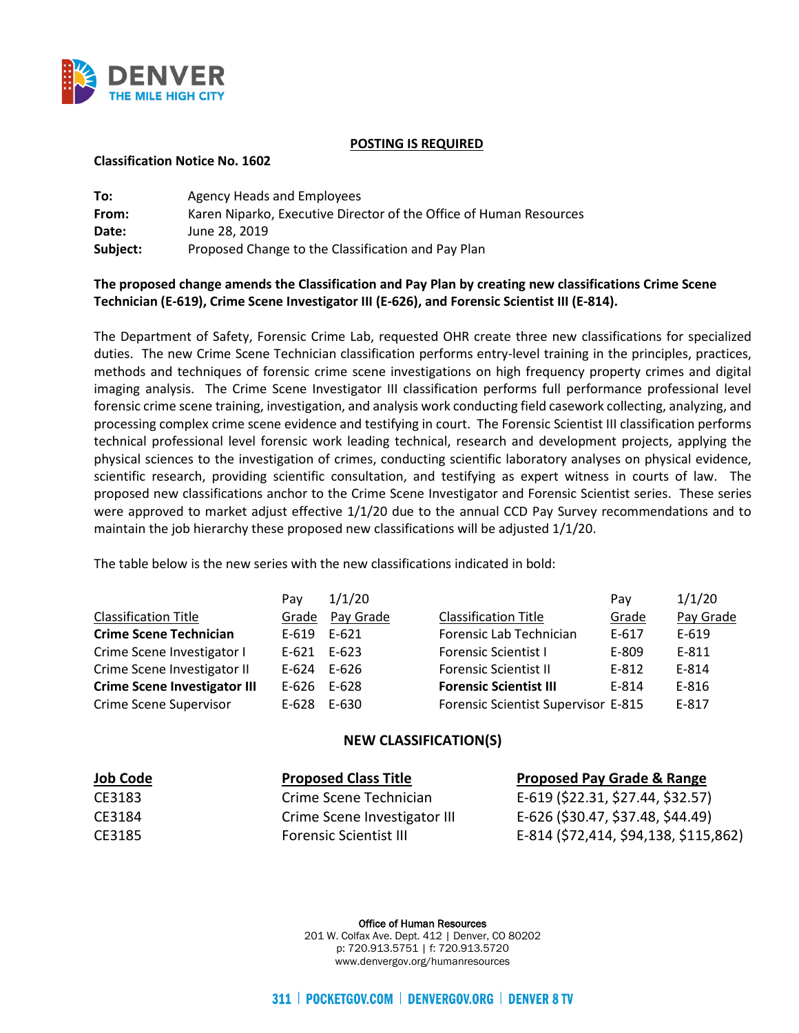**POSTING IS REQUIRED**

**Classification Notice No. 1602**

| | |
|---|---|
| **To:** | Agency Heads and Employees |
| **From:** | Karen Niparko, Executive Director of the Office of Human Resources |
| **Date:** | June 28, 2019 |
| **Subject:** | Proposed Change to the Classification and Pay Plan |

**The proposed change amends the Classification and Pay Plan by creating new classifications Crime Scene Technician (E-619), Crime Scene Investigator III (E-626), and Forensic Scientist III (E-814).**

The Department of Safety, Forensic Crime Lab, requested OHR create three new classifications for specialized duties. The new Crime Scene Technician classification performs entry-level training in the principles, practices, methods and techniques of forensic crime scene investigations on high frequency property crimes and digital imaging analysis. The Crime Scene Investigator III classification performs full performance professional level forensic crime scene training, investigation, and analysis work conducting field casework collecting, analyzing, and processing complex crime scene evidence and testifying in court. The Forensic Scientist III classification performs technical professional level forensic work leading technical, research and development projects, applying the physical sciences to the investigation of crimes, conducting scientific laboratory analyses on physical evidence, scientific research, providing scientific consultation, and testifying as expert witness in courts of law. The proposed new classifications anchor to the Crime Scene Investigator and Forensic Scientist series. These series were approved to market adjust effective 1/1/20 due to the annual CCD Pay Survey recommendations and to maintain the job hierarchy these proposed new classifications will be adjusted 1/1/20.

The table below is the new series with the new classifications indicated in bold:

| Classification Title | Pay Grade | 1/1/20 Pay Grade | Classification Title | Pay Grade | 1/1/20 Pay Grade |
|---|---|---|---|---|---|
| **Crime Scene Technician** | E-619 | E-621 | Forensic Lab Technician | E-617 | E-619 |
| Crime Scene Investigator I | E-621 | E-623 | Forensic Scientist I | E-809 | E-811 |
| Crime Scene Investigator II | E-624 | E-626 | Forensic Scientist II | E-812 | E-814 |
| **Crime Scene Investigator III** | E-626 | E-628 | **Forensic Scientist III** | E-814 | E-816 |
| Crime Scene Supervisor | E-628 | E-630 | Forensic Scientist Supervisor | E-815 | E-817 |

## NEW CLASSIFICATION(S)

| Job Code | Proposed Class Title | Proposed Pay Grade & Range |
|---|---|---|
| CE3183 | Crime Scene Technician | E-619 ($22.31, $27.44, $32.57) |
| CE3184 | Crime Scene Investigator III | E-626 ($30.47, $37.48, $44.49) |
| CE3185 | Forensic Scientist III | E-814 ($72,414, $94,138, $115,862) |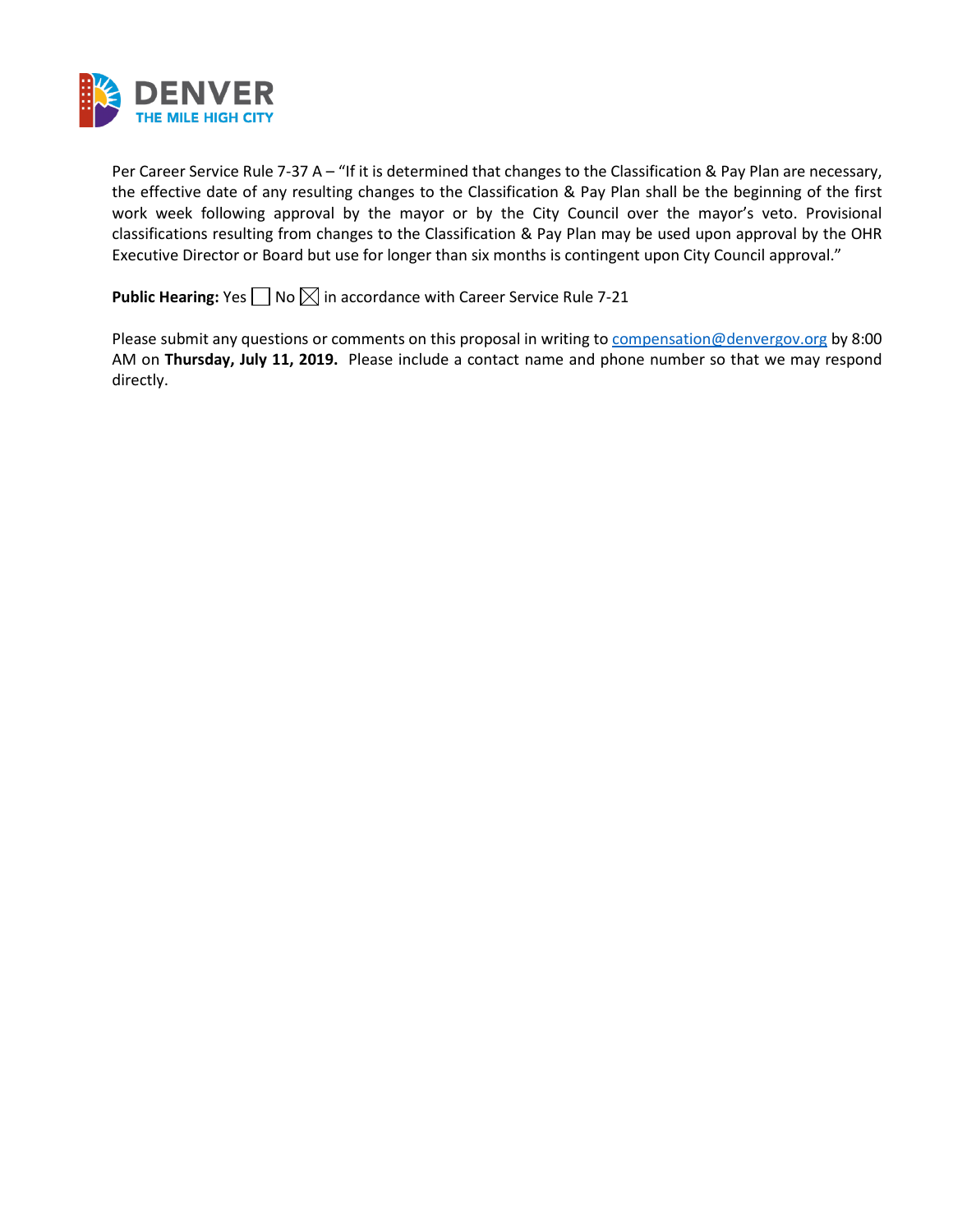Per Career Service Rule 7-37 A – "If it is determined that changes to the Classification & Pay Plan are necessary, the effective date of any resulting changes to the Classification & Pay Plan shall be the beginning of the first work week following approval by the mayor or by the City Council over the mayor's veto. Provisional classifications resulting from changes to the Classification & Pay Plan may be used upon approval by the OHR Executive Director or Board but use for longer than six months is contingent upon City Council approval."

**Public Hearing:** Yes ☐ No ☒ in accordance with Career Service Rule 7-21

Please submit any questions or comments on this proposal in writing to compensation@denvergov.org by 8:00 AM on **Thursday, July 11, 2019.** Please include a contact name and phone number so that we may respond directly.